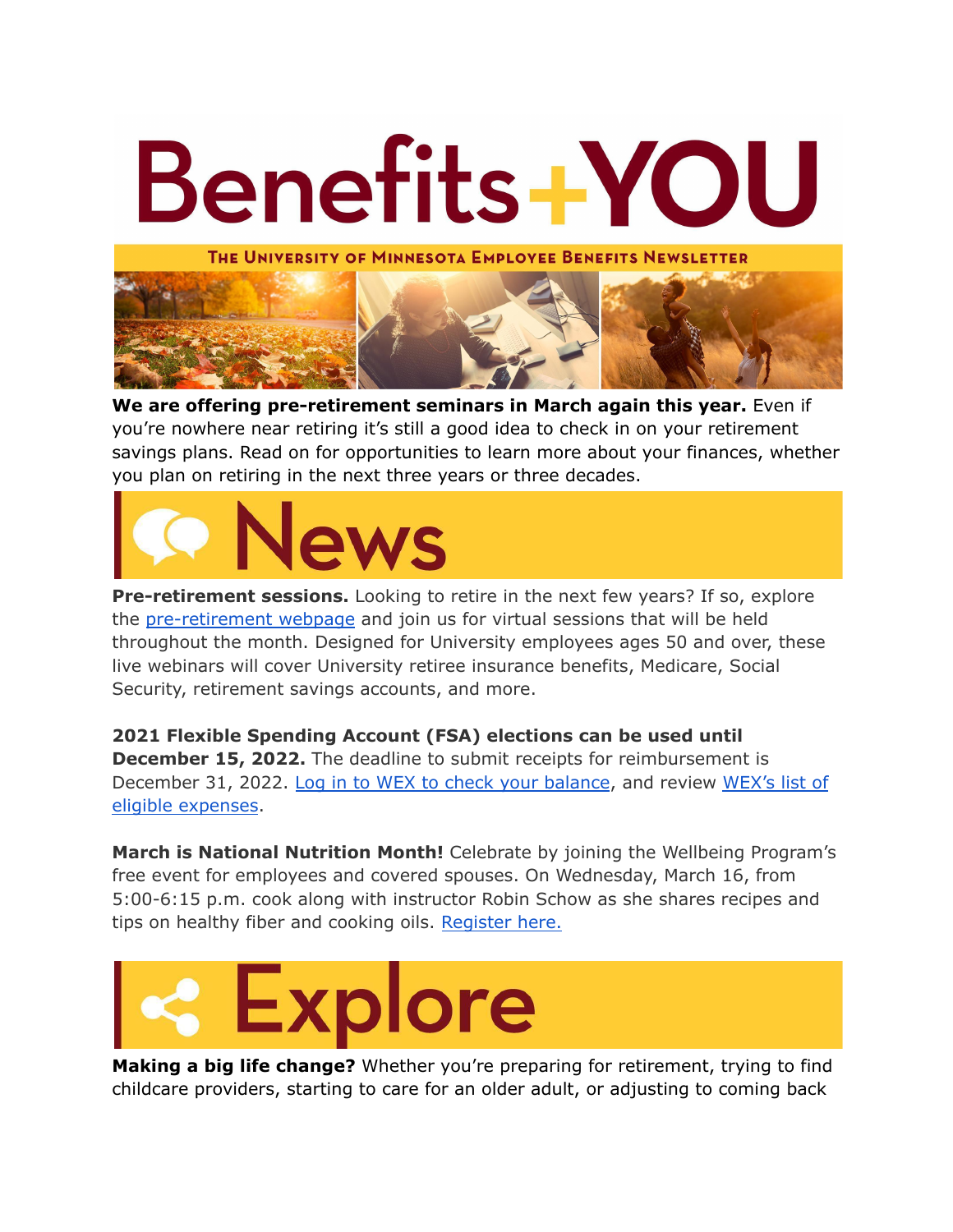# Benefits+YOU

**The University of Minnesota Employee Benefits Newsletter**

**We are offering pre-retirement seminars in March again this year.** Even if you're nowhere near retiring it's still a good idea to check in on your retirement savings plans. Read on for opportunities to learn more about your finances, whether you plan on retiring in the next three years or three decades.

## News

**Pre-retirement sessions.** Looking to retire in the next few years? If so, explore the [pre-retirement webpage]() and join us for virtual sessions that will be held throughout the month. Designed for University employees ages 50 and over, these live webinars will cover University retiree insurance benefits, Medicare, Social Security, retirement savings accounts, and more.

**2021 Flexible Spending Account (FSA) elections can be used until December 15, 2022.** The deadline to submit receipts for reimbursement is December 31, 2022. [Log in to WEX to check your balance](), and review [WEX's list of eligible expenses]().

**March is National Nutrition Month!** Celebrate by joining the Wellbeing Program's free event for employees and covered spouses. On Wednesday, March 16, from 5:00-6:15 p.m. cook along with instructor Robin Schow as she shares recipes and tips on healthy fiber and cooking oils. [Register here.]()

## Explore

**Making a big life change?** Whether you're preparing for retirement, trying to find childcare providers, starting to care for an older adult, or adjusting to coming back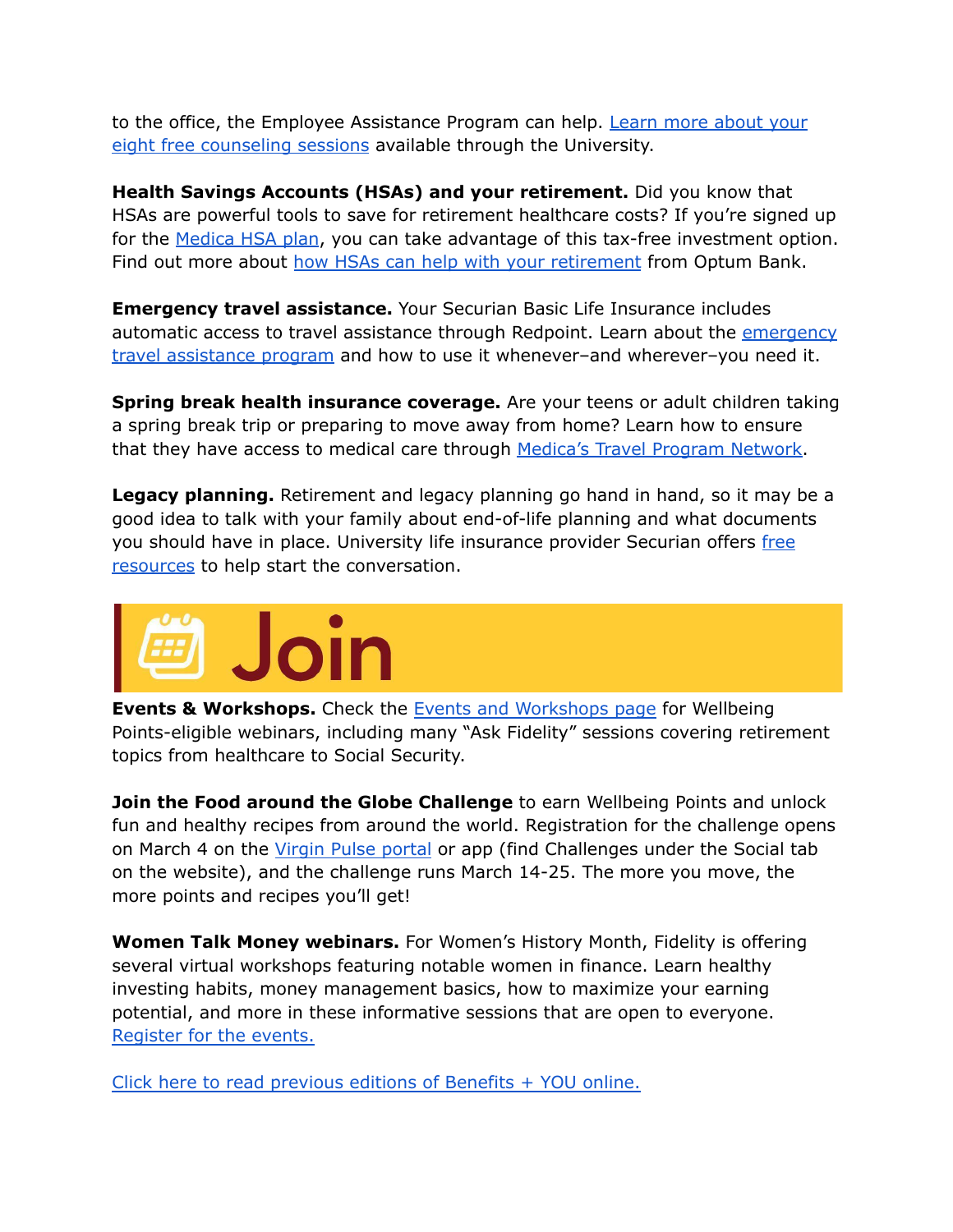to the office, the Employee Assistance Program can help. Learn more about your eight free counseling sessions available through the University.

**Health Savings Accounts (HSAs) and your retirement.** Did you know that HSAs are powerful tools to save for retirement healthcare costs? If you're signed up for the Medica HSA plan, you can take advantage of this tax-free investment option. Find out more about how HSAs can help with your retirement from Optum Bank.

**Emergency travel assistance.** Your Securian Basic Life Insurance includes automatic access to travel assistance through Redpoint. Learn about the emergency travel assistance program and how to use it whenever–and wherever–you need it.

**Spring break health insurance coverage.** Are your teens or adult children taking a spring break trip or preparing to move away from home? Learn how to ensure that they have access to medical care through Medica's Travel Program Network.

**Legacy planning.** Retirement and legacy planning go hand in hand, so it may be a good idea to talk with your family about end-of-life planning and what documents you should have in place. University life insurance provider Securian offers free resources to help start the conversation.

## Join

**Events & Workshops.** Check the Events and Workshops page for Wellbeing Points-eligible webinars, including many "Ask Fidelity" sessions covering retirement topics from healthcare to Social Security.

**Join the Food around the Globe Challenge** to earn Wellbeing Points and unlock fun and healthy recipes from around the world. Registration for the challenge opens on March 4 on the Virgin Pulse portal or app (find Challenges under the Social tab on the website), and the challenge runs March 14-25. The more you move, the more points and recipes you'll get!

**Women Talk Money webinars.** For Women's History Month, Fidelity is offering several virtual workshops featuring notable women in finance. Learn healthy investing habits, money management basics, how to maximize your earning potential, and more in these informative sessions that are open to everyone. Register for the events.

Click here to read previous editions of Benefits + YOU online.